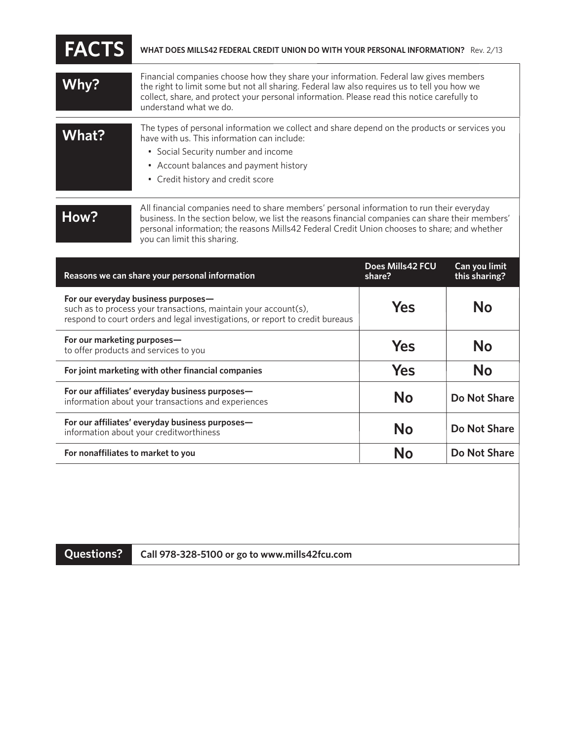# FACTS

**WHAT DOES MILLS42 FEDERAL CREDIT UNION DO WITH YOUR PERSONAL INFORMATION?** Rev. 2/13

## Why?

Financial companies choose how they share your information. Federal law gives members the right to limit some but not all sharing. Federal law also requires us to tell you how we collect, share, and protect your personal information. Please read this notice carefully to understand what we do.

## What?

The types of personal information we collect and share depend on the products or services you have with us. This information can include:

- Social Security number and income
- Account balances and payment history
- Credit history and credit score

## How?

All financial companies need to share members' personal information to run their everyday business. In the section below, we list the reasons financial companies can share their members' personal information; the reasons Mills42 Federal Credit Union chooses to share; and whether you can limit this sharing.

| Reasons we can share your personal information | Does Mills42 FCU share? | Can you limit this sharing? |
|---|---|---|
| **For our everyday business purposes—** such as to process your transactions, maintain your account(s), respond to court orders and legal investigations, or report to credit bureaus | Yes | No |
| **For our marketing purposes—** to offer products and services to you | Yes | No |
| **For joint marketing with other financial companies** | Yes | No |
| **For our affiliates' everyday business purposes—** information about your transactions and experiences | No | Do Not Share |
| **For our affiliates' everyday business purposes—** information about your creditworthiness | No | Do Not Share |
| **For nonaffiliates to market to you** | No | Do Not Share |

## Questions?

**Call 978-328-5100 or go to www.mills42fcu.com**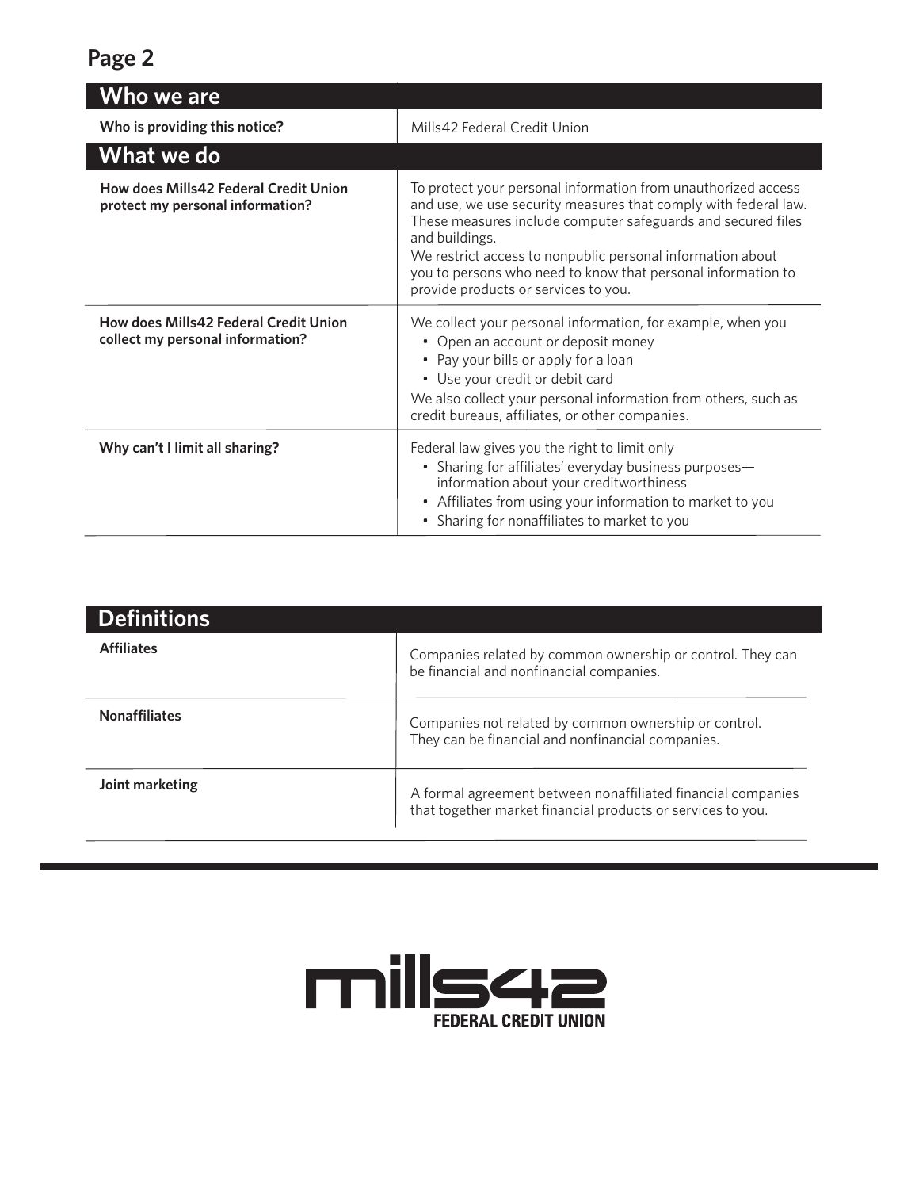## Page 2

| Who we are | |
| --- | --- |
| **Who is providing this notice?** | Mills42 Federal Credit Union |

| What we do | |
| --- | --- |
| **How does Mills42 Federal Credit Union protect my personal information?** | To protect your personal information from unauthorized access and use, we use security measures that comply with federal law. These measures include computer safeguards and secured files and buildings.<br>We restrict access to nonpublic personal information about you to persons who need to know that personal information to provide products or services to you. |
| **How does Mills42 Federal Credit Union collect my personal information?** | We collect your personal information, for example, when you<br>• Open an account or deposit money<br>• Pay your bills or apply for a loan<br>• Use your credit or debit card<br>We also collect your personal information from others, such as credit bureaus, affiliates, or other companies. |
| **Why can't I limit all sharing?** | Federal law gives you the right to limit only<br>• Sharing for affiliates' everyday business purposes—information about your creditworthiness<br>• Affiliates from using your information to market to you<br>• Sharing for nonaffiliates to market to you |

| Definitions | |
| --- | --- |
| **Affiliates** | Companies related by common ownership or control. They can be financial and nonfinancial companies. |
| **Nonaffiliates** | Companies not related by common ownership or control. They can be financial and nonfinancial companies. |
| **Joint marketing** | A formal agreement between nonaffiliated financial companies that together market financial products or services to you. |

mills42 FEDERAL CREDIT UNION